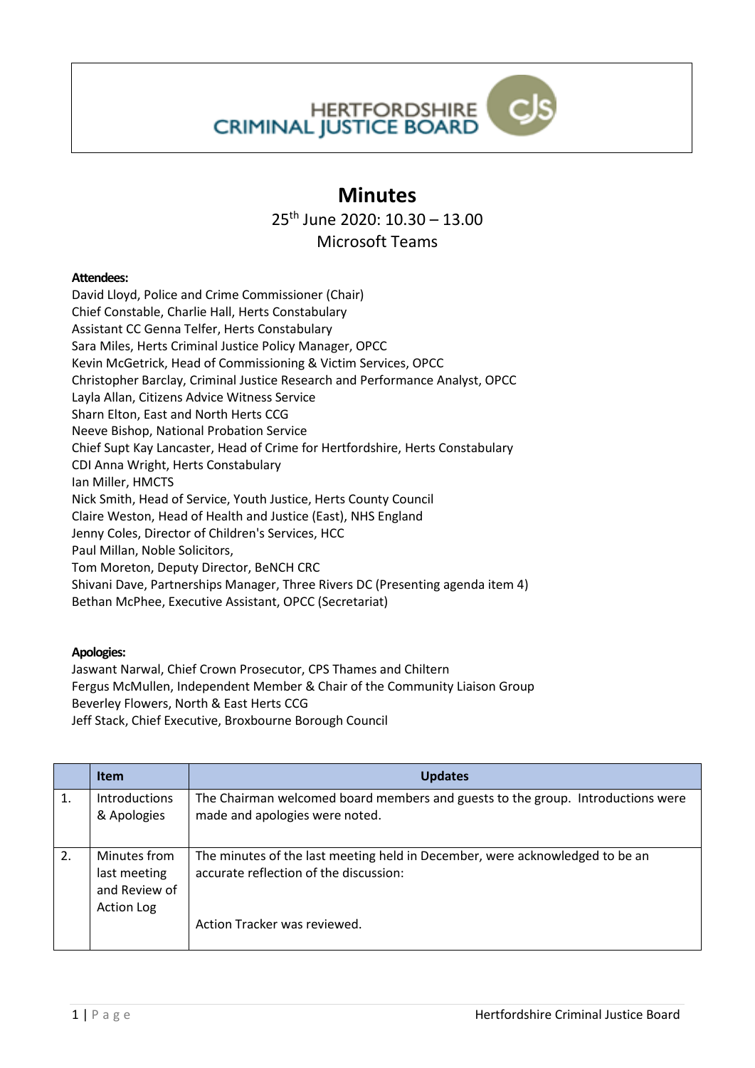HERTFORDSHIRE CRIMINAL JUSTICE BOARD

# Minutes

25th June 2020: 10.30 – 13.00

Microsoft Teams

**Attendees:**

David Lloyd, Police and Crime Commissioner (Chair)
Chief Constable, Charlie Hall, Herts Constabulary
Assistant CC Genna Telfer, Herts Constabulary
Sara Miles, Herts Criminal Justice Policy Manager, OPCC
Kevin McGetrick, Head of Commissioning & Victim Services, OPCC
Christopher Barclay, Criminal Justice Research and Performance Analyst, OPCC
Layla Allan, Citizens Advice Witness Service
Sharn Elton, East and North Herts CCG
Neeve Bishop, National Probation Service
Chief Supt Kay Lancaster, Head of Crime for Hertfordshire, Herts Constabulary
CDI Anna Wright, Herts Constabulary
Ian Miller, HMCTS
Nick Smith, Head of Service, Youth Justice, Herts County Council
Claire Weston, Head of Health and Justice (East), NHS England
Jenny Coles, Director of Children's Services, HCC
Paul Millan, Noble Solicitors,
Tom Moreton, Deputy Director, BeNCH CRC
Shivani Dave, Partnerships Manager, Three Rivers DC (Presenting agenda item 4)
Bethan McPhee, Executive Assistant, OPCC (Secretariat)

**Apologies:**

Jaswant Narwal, Chief Crown Prosecutor, CPS Thames and Chiltern
Fergus McMullen, Independent Member & Chair of the Community Liaison Group
Beverley Flowers, North & East Herts CCG
Jeff Stack, Chief Executive, Broxbourne Borough Council

| | Item | Updates |
|---|---|---|
| 1. | Introductions & Apologies | The Chairman welcomed board members and guests to the group. Introductions were made and apologies were noted. |
| 2. | Minutes from last meeting and Review of Action Log | The minutes of the last meeting held in December, were acknowledged to be an accurate reflection of the discussion:<br><br>Action Tracker was reviewed. |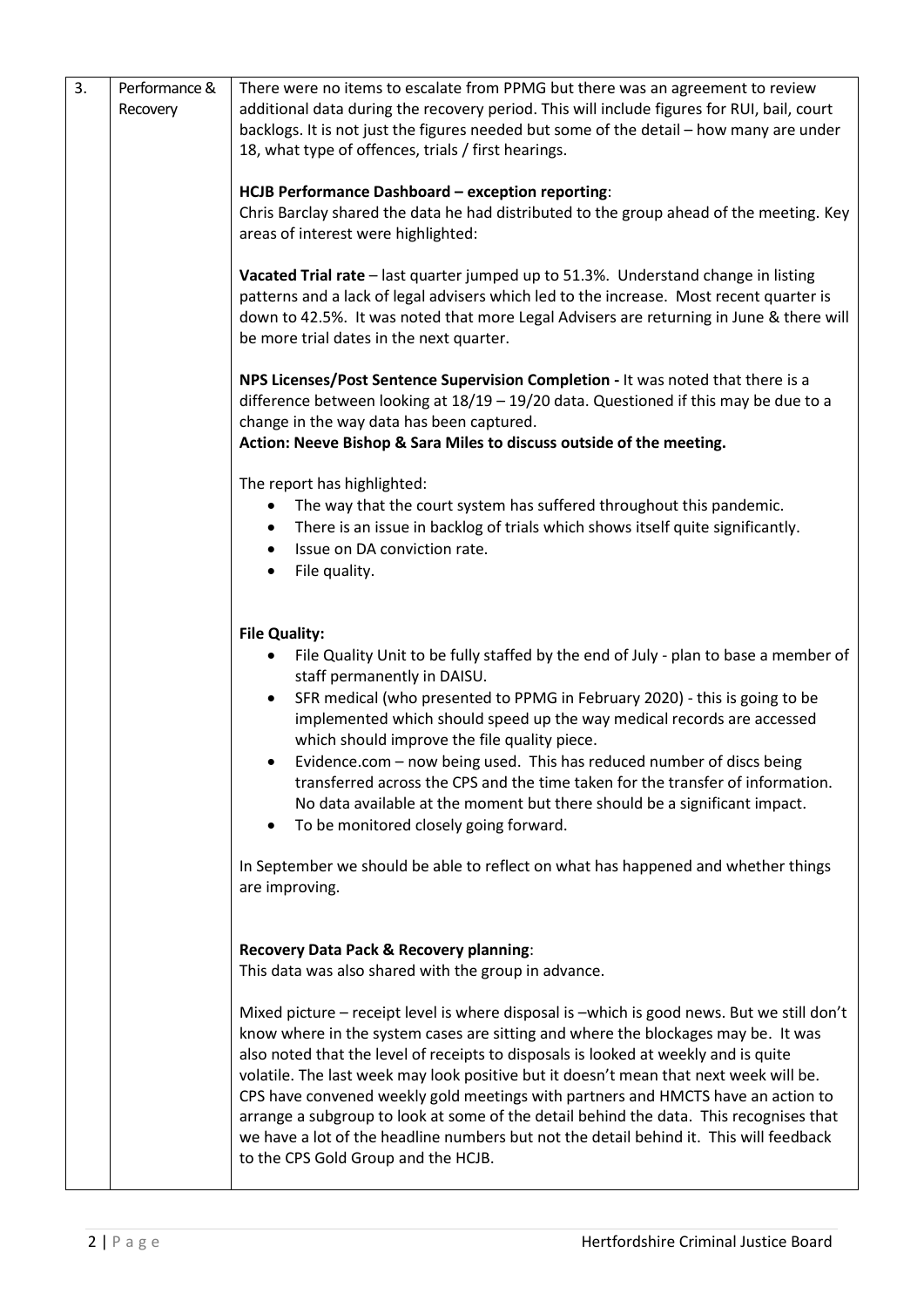| 3. | Performance & Recovery | There were no items to escalate from PPMG but there was an agreement to review additional data during the recovery period. This will include figures for RUI, bail, court backlogs. It is not just the figures needed but some of the detail – how many are under 18, what type of offences, trials / first hearings.<br><br>**HCJB Performance Dashboard – exception reporting**:<br>Chris Barclay shared the data he had distributed to the group ahead of the meeting. Key areas of interest were highlighted:<br><br>**Vacated Trial rate** – last quarter jumped up to 51.3%. Understand change in listing patterns and a lack of legal advisers which led to the increase. Most recent quarter is down to 42.5%. It was noted that more Legal Advisers are returning in June & there will be more trial dates in the next quarter.<br><br>**NPS Licenses/Post Sentence Supervision Completion -** It was noted that there is a difference between looking at 18/19 – 19/20 data. Questioned if this may be due to a change in the way data has been captured.<br>**Action: Neeve Bishop & Sara Miles to discuss outside of the meeting.**<br><br>The report has highlighted:<br>• The way that the court system has suffered throughout this pandemic.<br>• There is an issue in backlog of trials which shows itself quite significantly.<br>• Issue on DA conviction rate.<br>• File quality.<br><br>**File Quality:**<br>• File Quality Unit to be fully staffed by the end of July - plan to base a member of staff permanently in DAISU.<br>• SFR medical (who presented to PPMG in February 2020) - this is going to be implemented which should speed up the way medical records are accessed which should improve the file quality piece.<br>• Evidence.com – now being used. This has reduced number of discs being transferred across the CPS and the time taken for the transfer of information. No data available at the moment but there should be a significant impact.<br>• To be monitored closely going forward.<br><br>In September we should be able to reflect on what has happened and whether things are improving.<br><br>**Recovery Data Pack & Recovery planning**:<br>This data was also shared with the group in advance.<br><br>Mixed picture – receipt level is where disposal is –which is good news. But we still don't know where in the system cases are sitting and where the blockages may be. It was also noted that the level of receipts to disposals is looked at weekly and is quite volatile. The last week may look positive but it doesn't mean that next week will be. CPS have convened weekly gold meetings with partners and HMCTS have an action to arrange a subgroup to look at some of the detail behind the data. This recognises that we have a lot of the headline numbers but not the detail behind it. This will feedback to the CPS Gold Group and the HCJB. |
|---|---|---|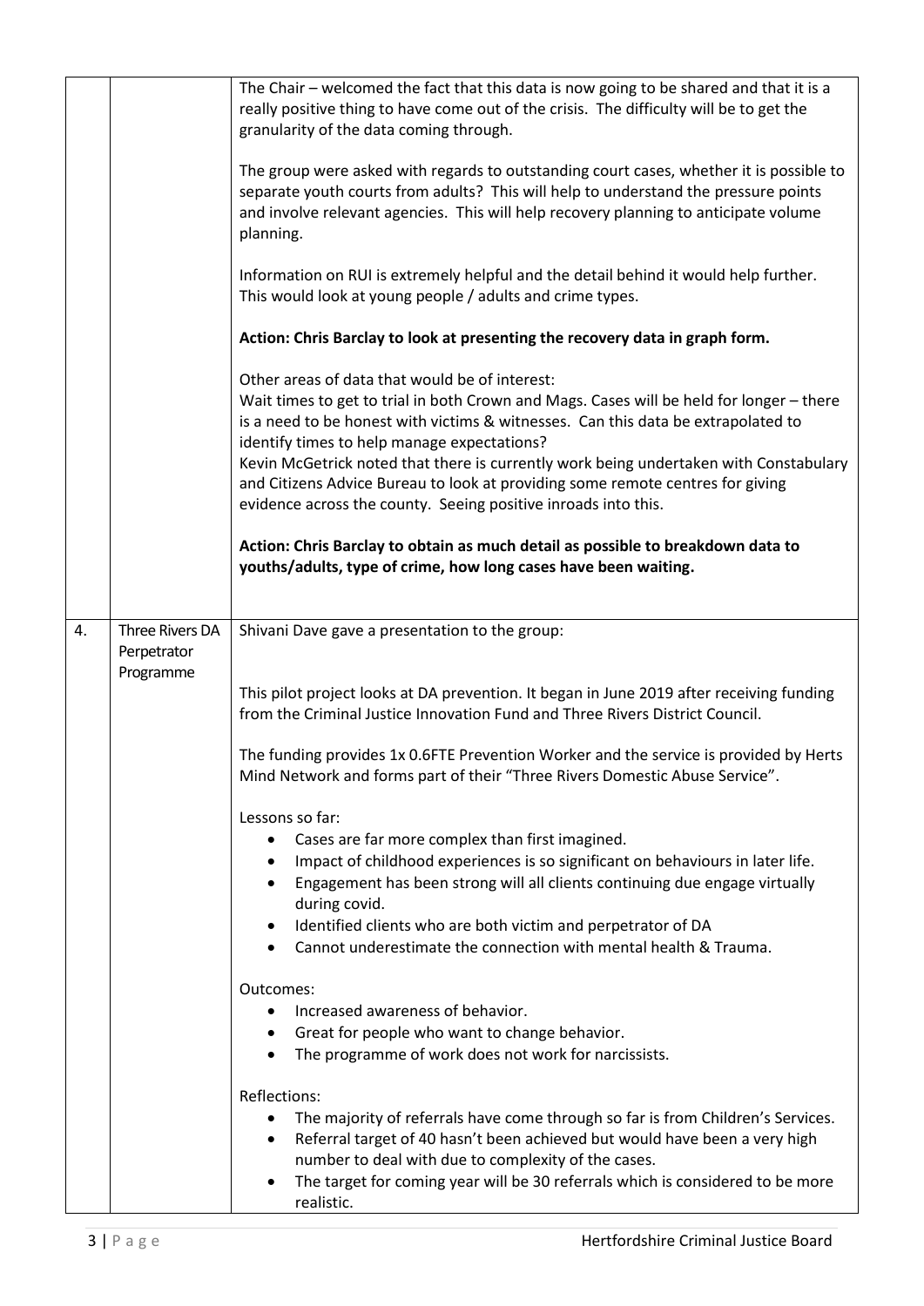| | | |
|---|---|---|
| | | The Chair – welcomed the fact that this data is now going to be shared and that it is a really positive thing to have come out of the crisis. The difficulty will be to get the granularity of the data coming through.<br><br>The group were asked with regards to outstanding court cases, whether it is possible to separate youth courts from adults? This will help to understand the pressure points and involve relevant agencies. This will help recovery planning to anticipate volume planning.<br><br>Information on RUI is extremely helpful and the detail behind it would help further. This would look at young people / adults and crime types.<br><br>**Action: Chris Barclay to look at presenting the recovery data in graph form.**<br><br>Other areas of data that would be of interest:<br>Wait times to get to trial in both Crown and Mags. Cases will be held for longer – there is a need to be honest with victims & witnesses. Can this data be extrapolated to identify times to help manage expectations?<br>Kevin McGetrick noted that there is currently work being undertaken with Constabulary and Citizens Advice Bureau to look at providing some remote centres for giving evidence across the county. Seeing positive inroads into this.<br><br>**Action: Chris Barclay to obtain as much detail as possible to breakdown data to youths/adults, type of crime, how long cases have been waiting.** |
| 4. | Three Rivers DA Perpetrator Programme | Shivani Dave gave a presentation to the group:<br><br>This pilot project looks at DA prevention. It began in June 2019 after receiving funding from the Criminal Justice Innovation Fund and Three Rivers District Council.<br><br>The funding provides 1x 0.6FTE Prevention Worker and the service is provided by Herts Mind Network and forms part of their "Three Rivers Domestic Abuse Service".<br><br>Lessons so far:<br>• Cases are far more complex than first imagined.<br>• Impact of childhood experiences is so significant on behaviours in later life.<br>• Engagement has been strong will all clients continuing due engage virtually during covid.<br>• Identified clients who are both victim and perpetrator of DA<br>• Cannot underestimate the connection with mental health & Trauma.<br><br>Outcomes:<br>• Increased awareness of behavior.<br>• Great for people who want to change behavior.<br>• The programme of work does not work for narcissists.<br><br>Reflections:<br>• The majority of referrals have come through so far is from Children's Services.<br>• Referral target of 40 hasn't been achieved but would have been a very high number to deal with due to complexity of the cases.<br>• The target for coming year will be 30 referrals which is considered to be more realistic. |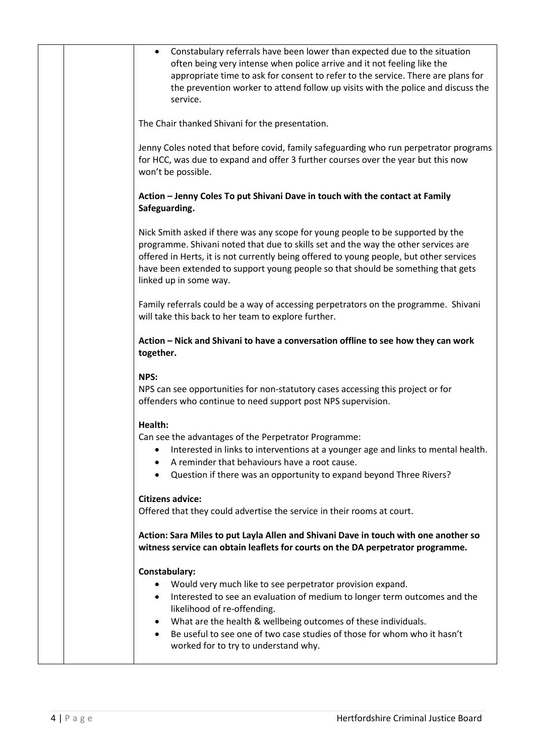- Constabulary referrals have been lower than expected due to the situation often being very intense when police arrive and it not feeling like the appropriate time to ask for consent to refer to the service. There are plans for the prevention worker to attend follow up visits with the police and discuss the service.

The Chair thanked Shivani for the presentation.

Jenny Coles noted that before covid, family safeguarding who run perpetrator programs for HCC, was due to expand and offer 3 further courses over the year but this now won't be possible.

**Action – Jenny Coles To put Shivani Dave in touch with the contact at Family Safeguarding.**

Nick Smith asked if there was any scope for young people to be supported by the programme. Shivani noted that due to skills set and the way the other services are offered in Herts, it is not currently being offered to young people, but other services have been extended to support young people so that should be something that gets linked up in some way.

Family referrals could be a way of accessing perpetrators on the programme. Shivani will take this back to her team to explore further.

**Action – Nick and Shivani to have a conversation offline to see how they can work together.**

**NPS:**
NPS can see opportunities for non-statutory cases accessing this project or for offenders who continue to need support post NPS supervision.

**Health:**
Can see the advantages of the Perpetrator Programme:

- Interested in links to interventions at a younger age and links to mental health.
- A reminder that behaviours have a root cause.
- Question if there was an opportunity to expand beyond Three Rivers?

**Citizens advice:**
Offered that they could advertise the service in their rooms at court.

**Action: Sara Miles to put Layla Allen and Shivani Dave in touch with one another so witness service can obtain leaflets for courts on the DA perpetrator programme.**

**Constabulary:**

- Would very much like to see perpetrator provision expand.
- Interested to see an evaluation of medium to longer term outcomes and the likelihood of re-offending.
- What are the health & wellbeing outcomes of these individuals.
- Be useful to see one of two case studies of those for whom who it hasn't worked for to try to understand why.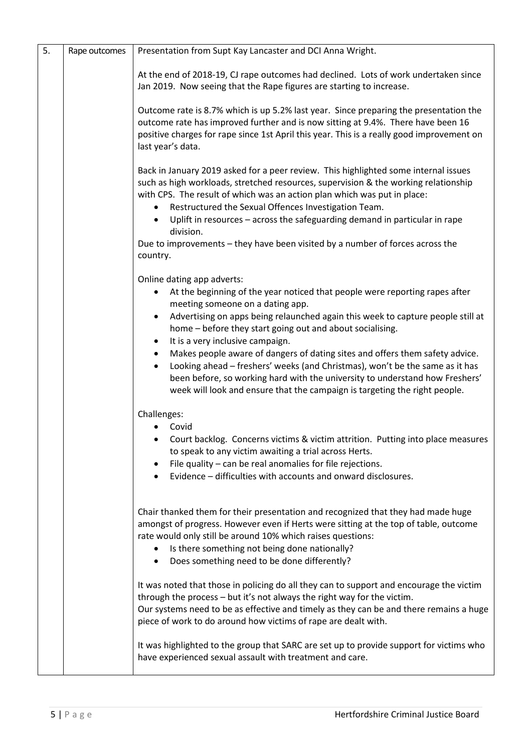| 5. | Rape outcomes | Presentation from Supt Kay Lancaster and DCI Anna Wright.<br><br>At the end of 2018-19, CJ rape outcomes had declined. Lots of work undertaken since Jan 2019. Now seeing that the Rape figures are starting to increase.<br><br>Outcome rate is 8.7% which is up 5.2% last year. Since preparing the presentation the outcome rate has improved further and is now sitting at 9.4%. There have been 16 positive charges for rape since 1st April this year. This is a really good improvement on last year's data.<br><br>Back in January 2019 asked for a peer review. This highlighted some internal issues such as high workloads, stretched resources, supervision & the working relationship with CPS. The result of which was an action plan which was put in place:<br>• Restructured the Sexual Offences Investigation Team.<br>• Uplift in resources – across the safeguarding demand in particular in rape division.<br>Due to improvements – they have been visited by a number of forces across the country.<br><br>Online dating app adverts:<br>• At the beginning of the year noticed that people were reporting rapes after meeting someone on a dating app.<br>• Advertising on apps being relaunched again this week to capture people still at home – before they start going out and about socialising.<br>• It is a very inclusive campaign.<br>• Makes people aware of dangers of dating sites and offers them safety advice.<br>• Looking ahead – freshers' weeks (and Christmas), won't be the same as it has been before, so working hard with the university to understand how Freshers' week will look and ensure that the campaign is targeting the right people.<br><br>Challenges:<br>• Covid<br>• Court backlog. Concerns victims & victim attrition. Putting into place measures to speak to any victim awaiting a trial across Herts.<br>• File quality – can be real anomalies for file rejections.<br>• Evidence – difficulties with accounts and onward disclosures.<br><br>Chair thanked them for their presentation and recognized that they had made huge amongst of progress. However even if Herts were sitting at the top of table, outcome rate would only still be around 10% which raises questions:<br>• Is there something not being done nationally?<br>• Does something need to be done differently?<br><br>It was noted that those in policing do all they can to support and encourage the victim through the process – but it's not always the right way for the victim.<br>Our systems need to be as effective and timely as they can be and there remains a huge piece of work to do around how victims of rape are dealt with.<br><br>It was highlighted to the group that SARC are set up to provide support for victims who have experienced sexual assault with treatment and care. |
|---|---|---|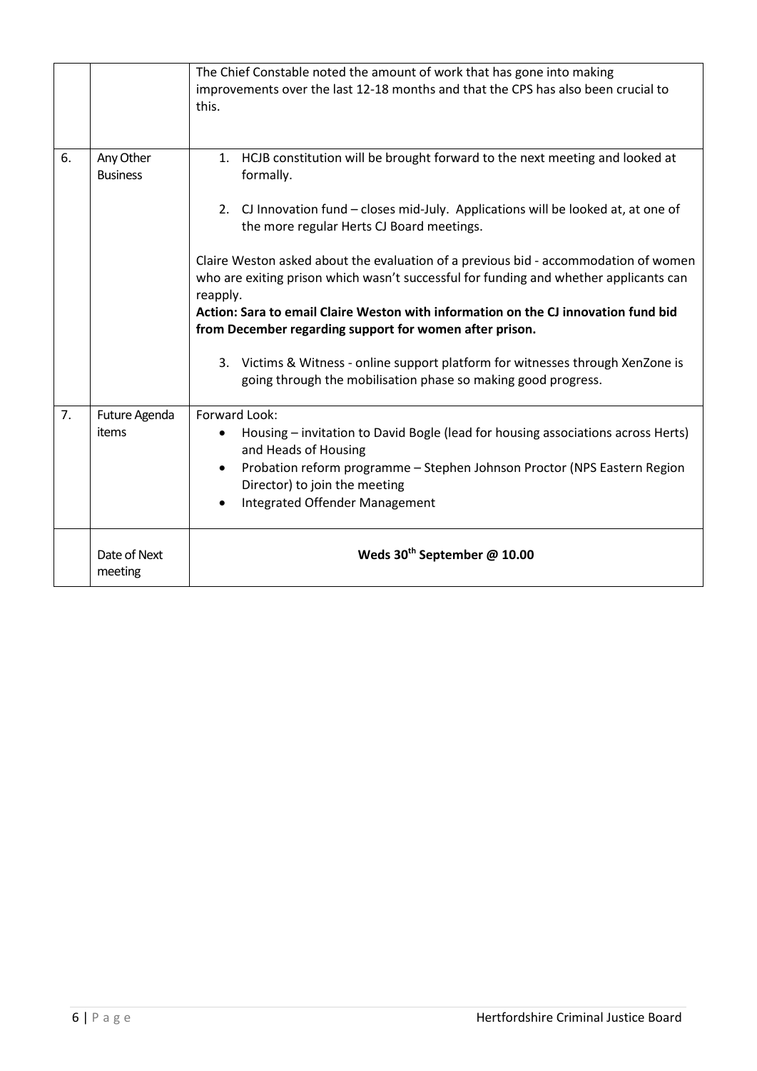| | | |
|---|---|---|
| | | The Chief Constable noted the amount of work that has gone into making improvements over the last 12-18 months and that the CPS has also been crucial to this. |
| 6. | Any Other Business | 1. HCJB constitution will be brought forward to the next meeting and looked at formally.<br><br>2. CJ Innovation fund – closes mid-July. Applications will be looked at, at one of the more regular Herts CJ Board meetings.<br><br>Claire Weston asked about the evaluation of a previous bid - accommodation of women who are exiting prison which wasn't successful for funding and whether applicants can reapply.<br>**Action: Sara to email Claire Weston with information on the CJ innovation fund bid from December regarding support for women after prison.**<br><br>3. Victims & Witness - online support platform for witnesses through XenZone is going through the mobilisation phase so making good progress. |
| 7. | Future Agenda items | Forward Look:<br>• Housing – invitation to David Bogle (lead for housing associations across Herts) and Heads of Housing<br>• Probation reform programme – Stephen Johnson Proctor (NPS Eastern Region Director) to join the meeting<br>• Integrated Offender Management |
| | Date of Next meeting | **Weds 30th September @ 10.00** |